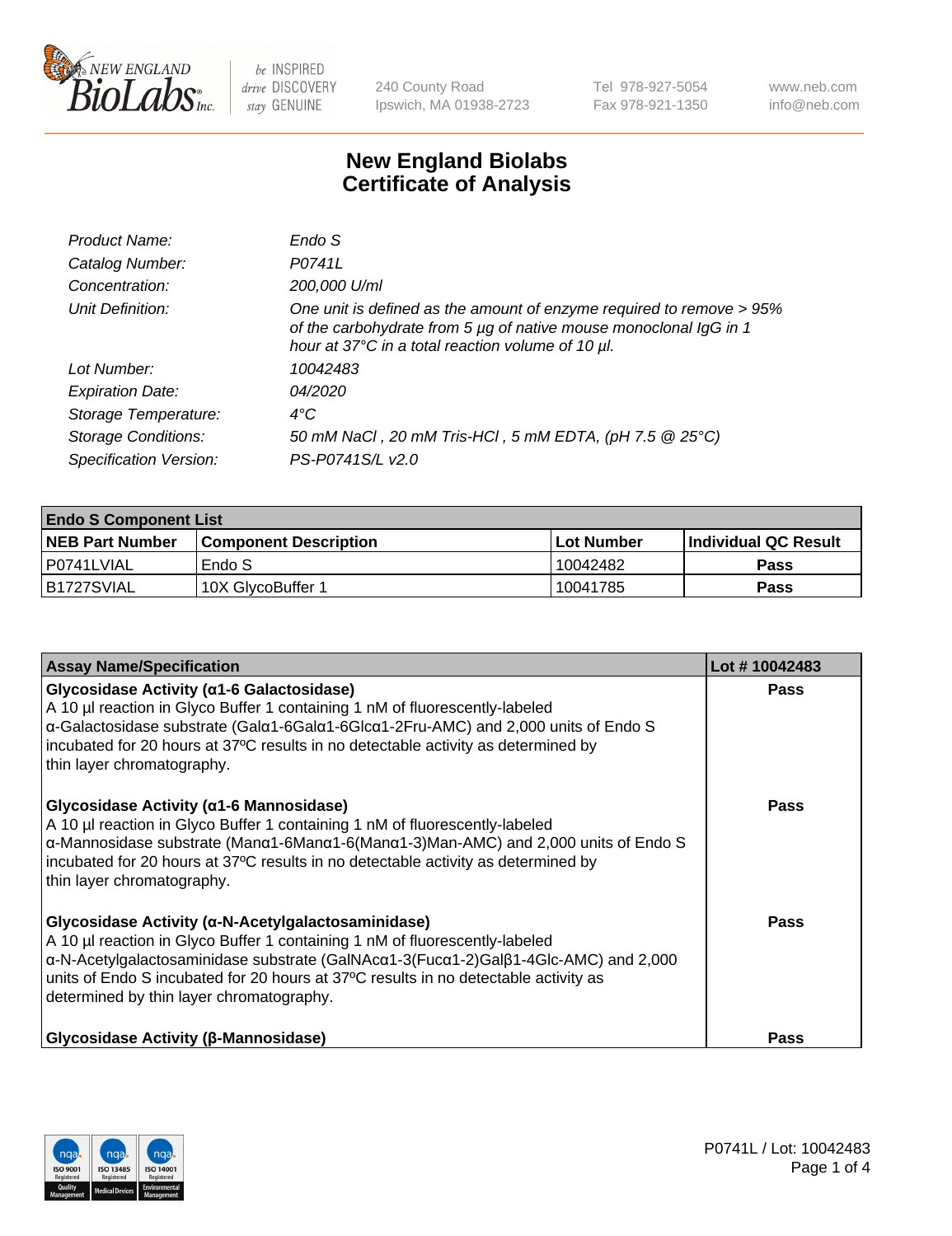New England Biolabs
240 County Road
Ipswich, MA 01938-2723
Tel 978-927-5054
Fax 978-921-1350
www.neb.com
info@neb.com

# New England Biolabs
# Certificate of Analysis

| | |
|---|---|
| *Product Name:* | *Endo S* |
| *Catalog Number:* | *P0741L* |
| *Concentration:* | *200,000 U/ml* |
| *Unit Definition:* | *One unit is defined as the amount of enzyme required to remove > 95% of the carbohydrate from 5 µg of native mouse monoclonal IgG in 1 hour at 37°C in a total reaction volume of 10 µl.* |
| *Lot Number:* | *10042483* |
| *Expiration Date:* | *04/2020* |
| *Storage Temperature:* | *4°C* |
| *Storage Conditions:* | *50 mM NaCl , 20 mM Tris-HCl , 5 mM EDTA, (pH 7.5 @ 25°C)* |
| *Specification Version:* | *PS-P0741S/L v2.0* |

| **Endo S Component List** | | | |
|---|---|---|---|
| **NEB Part Number** | **Component Description** | **Lot Number** | **Individual QC Result** |
| P0741LVIAL | Endo S | 10042482 | **Pass** |
| B1727SVIAL | 10X GlycoBuffer 1 | 10041785 | **Pass** |

| **Assay Name/Specification** | **Lot # 10042483** |
|---|---|
| **Glycosidase Activity (α1-6 Galactosidase)**<br>A 10 µl reaction in Glyco Buffer 1 containing 1 nM of fluorescently-labeled α-Galactosidase substrate (Galα1-6Galα1-6Glcα1-2Fru-AMC) and 2,000 units of Endo S incubated for 20 hours at 37ºC results in no detectable activity as determined by thin layer chromatography. | **Pass** |
| **Glycosidase Activity (α1-6 Mannosidase)**<br>A 10 µl reaction in Glyco Buffer 1 containing 1 nM of fluorescently-labeled α-Mannosidase substrate (Manα1-6Manα1-6(Manα1-3)Man-AMC) and 2,000 units of Endo S incubated for 20 hours at 37ºC results in no detectable activity as determined by thin layer chromatography. | **Pass** |
| **Glycosidase Activity (α-N-Acetylgalactosaminidase)**<br>A 10 µl reaction in Glyco Buffer 1 containing 1 nM of fluorescently-labeled α-N-Acetylgalactosaminidase substrate (GalNAcα1-3(Fucα1-2)Galβ1-4Glc-AMC) and 2,000 units of Endo S incubated for 20 hours at 37ºC results in no detectable activity as determined by thin layer chromatography. | **Pass** |
| **Glycosidase Activity (β-Mannosidase)** | **Pass** |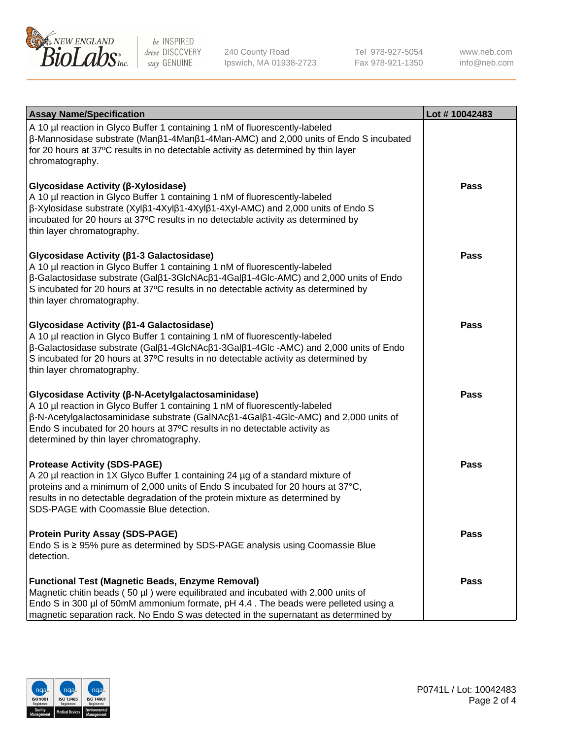| Assay Name/Specification | Lot # 10042483 |
| --- | --- |
| A 10 µl reaction in Glyco Buffer 1 containing 1 nM of fluorescently-labeled β-Mannosidase substrate (Manβ1-4Manβ1-4Man-AMC) and 2,000 units of Endo S incubated for 20 hours at 37ºC results in no detectable activity as determined by thin layer chromatography. | |
| **Glycosidase Activity (β-Xylosidase)**<br>A 10 µl reaction in Glyco Buffer 1 containing 1 nM of fluorescently-labeled β-Xylosidase substrate (Xylβ1-4Xylβ1-4Xylβ1-4Xyl-AMC) and 2,000 units of Endo S incubated for 20 hours at 37ºC results in no detectable activity as determined by thin layer chromatography. | **Pass** |
| **Glycosidase Activity (β1-3 Galactosidase)**<br>A 10 µl reaction in Glyco Buffer 1 containing 1 nM of fluorescently-labeled β-Galactosidase substrate (Galβ1-3GlcNAcβ1-4Galβ1-4Glc-AMC) and 2,000 units of Endo S incubated for 20 hours at 37ºC results in no detectable activity as determined by thin layer chromatography. | **Pass** |
| **Glycosidase Activity (β1-4 Galactosidase)**<br>A 10 µl reaction in Glyco Buffer 1 containing 1 nM of fluorescently-labeled β-Galactosidase substrate (Galβ1-4GlcNAcβ1-3Galβ1-4Glc -AMC) and 2,000 units of Endo S incubated for 20 hours at 37ºC results in no detectable activity as determined by thin layer chromatography. | **Pass** |
| **Glycosidase Activity (β-N-Acetylgalactosaminidase)**<br>A 10 µl reaction in Glyco Buffer 1 containing 1 nM of fluorescently-labeled β-N-Acetylgalactosaminidase substrate (GalNAcβ1-4Galβ1-4Glc-AMC) and 2,000 units of Endo S incubated for 20 hours at 37ºC results in no detectable activity as determined by thin layer chromatography. | **Pass** |
| **Protease Activity (SDS-PAGE)**<br>A 20 µl reaction in 1X Glyco Buffer 1 containing 24 µg of a standard mixture of proteins and a minimum of 2,000 units of Endo S incubated for 20 hours at 37°C, results in no detectable degradation of the protein mixture as determined by SDS-PAGE with Coomassie Blue detection. | **Pass** |
| **Protein Purity Assay (SDS-PAGE)**<br>Endo S is ≥ 95% pure as determined by SDS-PAGE analysis using Coomassie Blue detection. | **Pass** |
| **Functional Test (Magnetic Beads, Enzyme Removal)**<br>Magnetic chitin beads ( 50 µl ) were equilibrated and incubated with 2,000 units of Endo S in 300 µl of 50mM ammonium formate, pH 4.4 . The beads were pelleted using a magnetic separation rack. No Endo S was detected in the supernatant as determined by | **Pass** |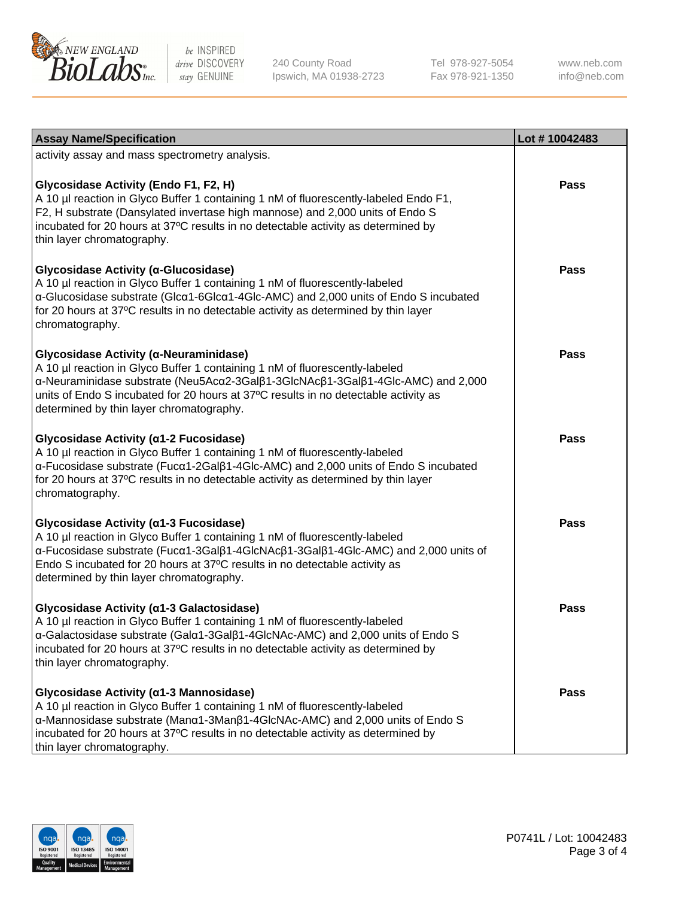| Assay Name/Specification | Lot # 10042483 |
|---|---|
| activity assay and mass spectrometry analysis. | |
| **Glycosidase Activity (Endo F1, F2, H)**<br>A 10 µl reaction in Glyco Buffer 1 containing 1 nM of fluorescently-labeled Endo F1, F2, H substrate (Dansylated invertase high mannose) and 2,000 units of Endo S incubated for 20 hours at 37ºC results in no detectable activity as determined by thin layer chromatography. | Pass |
| **Glycosidase Activity (α-Glucosidase)**<br>A 10 µl reaction in Glyco Buffer 1 containing 1 nM of fluorescently-labeled α-Glucosidase substrate (Glcα1-6Glcα1-4Glc-AMC) and 2,000 units of Endo S incubated for 20 hours at 37ºC results in no detectable activity as determined by thin layer chromatography. | Pass |
| **Glycosidase Activity (α-Neuraminidase)**<br>A 10 µl reaction in Glyco Buffer 1 containing 1 nM of fluorescently-labeled α-Neuraminidase substrate (Neu5Acα2-3Galβ1-3GlcNAcβ1-3Galβ1-4Glc-AMC) and 2,000 units of Endo S incubated for 20 hours at 37ºC results in no detectable activity as determined by thin layer chromatography. | Pass |
| **Glycosidase Activity (α1-2 Fucosidase)**<br>A 10 µl reaction in Glyco Buffer 1 containing 1 nM of fluorescently-labeled α-Fucosidase substrate (Fucα1-2Galβ1-4Glc-AMC) and 2,000 units of Endo S incubated for 20 hours at 37ºC results in no detectable activity as determined by thin layer chromatography. | Pass |
| **Glycosidase Activity (α1-3 Fucosidase)**<br>A 10 µl reaction in Glyco Buffer 1 containing 1 nM of fluorescently-labeled α-Fucosidase substrate (Fucα1-3Galβ1-4GlcNAcβ1-3Galβ1-4Glc-AMC) and 2,000 units of Endo S incubated for 20 hours at 37ºC results in no detectable activity as determined by thin layer chromatography. | Pass |
| **Glycosidase Activity (α1-3 Galactosidase)**<br>A 10 µl reaction in Glyco Buffer 1 containing 1 nM of fluorescently-labeled α-Galactosidase substrate (Galα1-3Galβ1-4GlcNAc-AMC) and 2,000 units of Endo S incubated for 20 hours at 37ºC results in no detectable activity as determined by thin layer chromatography. | Pass |
| **Glycosidase Activity (α1-3 Mannosidase)**<br>A 10 µl reaction in Glyco Buffer 1 containing 1 nM of fluorescently-labeled α-Mannosidase substrate (Manα1-3Manβ1-4GlcNAc-AMC) and 2,000 units of Endo S incubated for 20 hours at 37ºC results in no detectable activity as determined by thin layer chromatography. | Pass |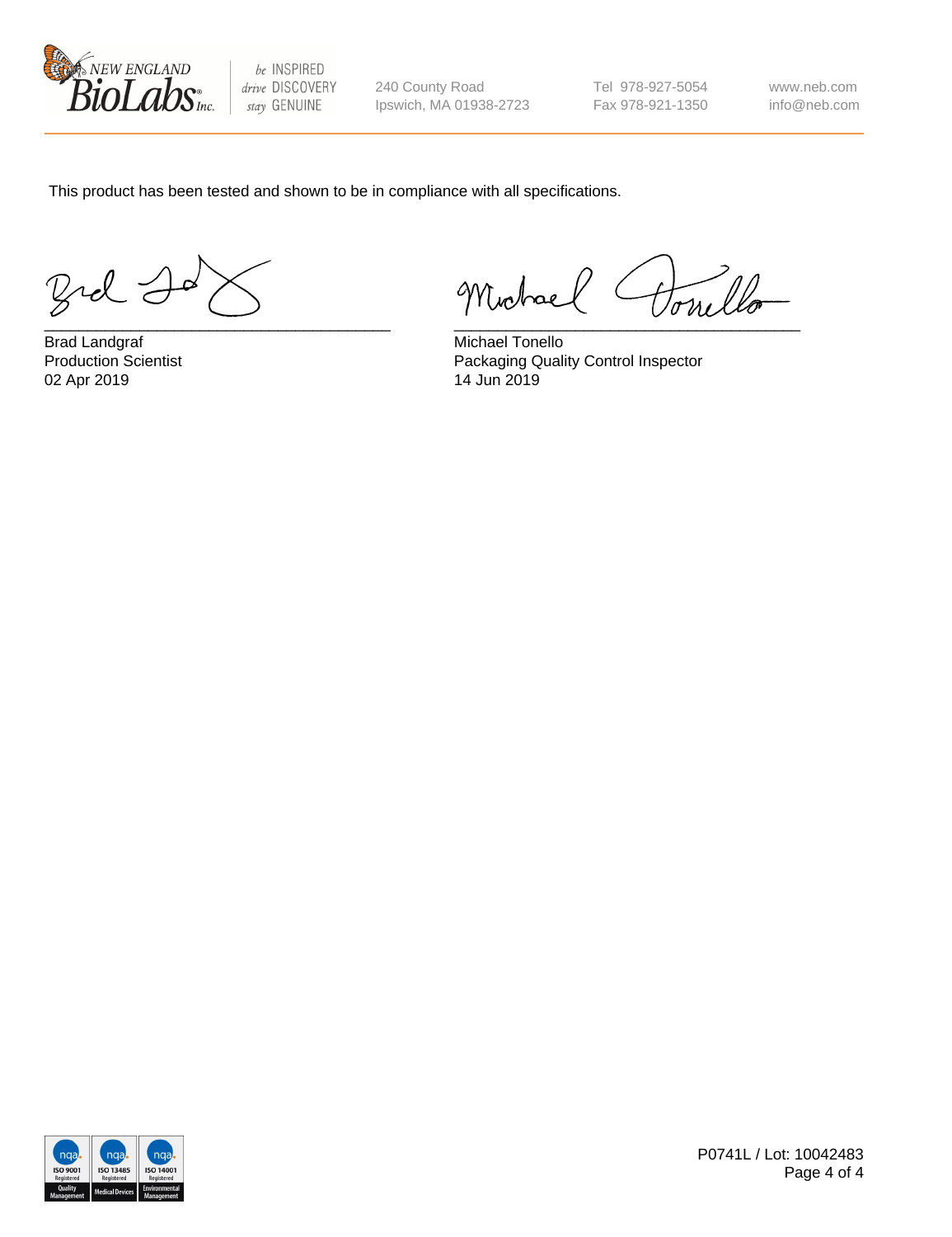This product has been tested and shown to be in compliance with all specifications.

Brad Landgraf
Production Scientist
02 Apr 2019

Michael Tonello
Packaging Quality Control Inspector
14 Jun 2019

P0741L / Lot: 10042483